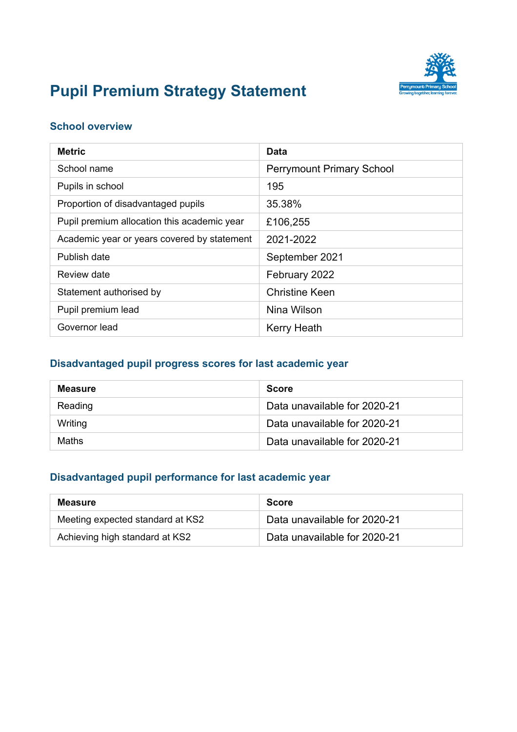# Pupil Premium Strategy Statement

## School overview

| Metric | Data |
|---|---|
| School name | Perrymount Primary School |
| Pupils in school | 195 |
| Proportion of disadvantaged pupils | 35.38% |
| Pupil premium allocation this academic year | £106,255 |
| Academic year or years covered by statement | 2021-2022 |
| Publish date | September 2021 |
| Review date | February 2022 |
| Statement authorised by | Christine Keen |
| Pupil premium lead | Nina Wilson |
| Governor lead | Kerry Heath |

## Disadvantaged pupil progress scores for last academic year

| Measure | Score |
|---|---|
| Reading | Data unavailable for 2020-21 |
| Writing | Data unavailable for 2020-21 |
| Maths | Data unavailable for 2020-21 |

## Disadvantaged pupil performance for last academic year

| Measure | Score |
|---|---|
| Meeting expected standard at KS2 | Data unavailable for 2020-21 |
| Achieving high standard at KS2 | Data unavailable for 2020-21 |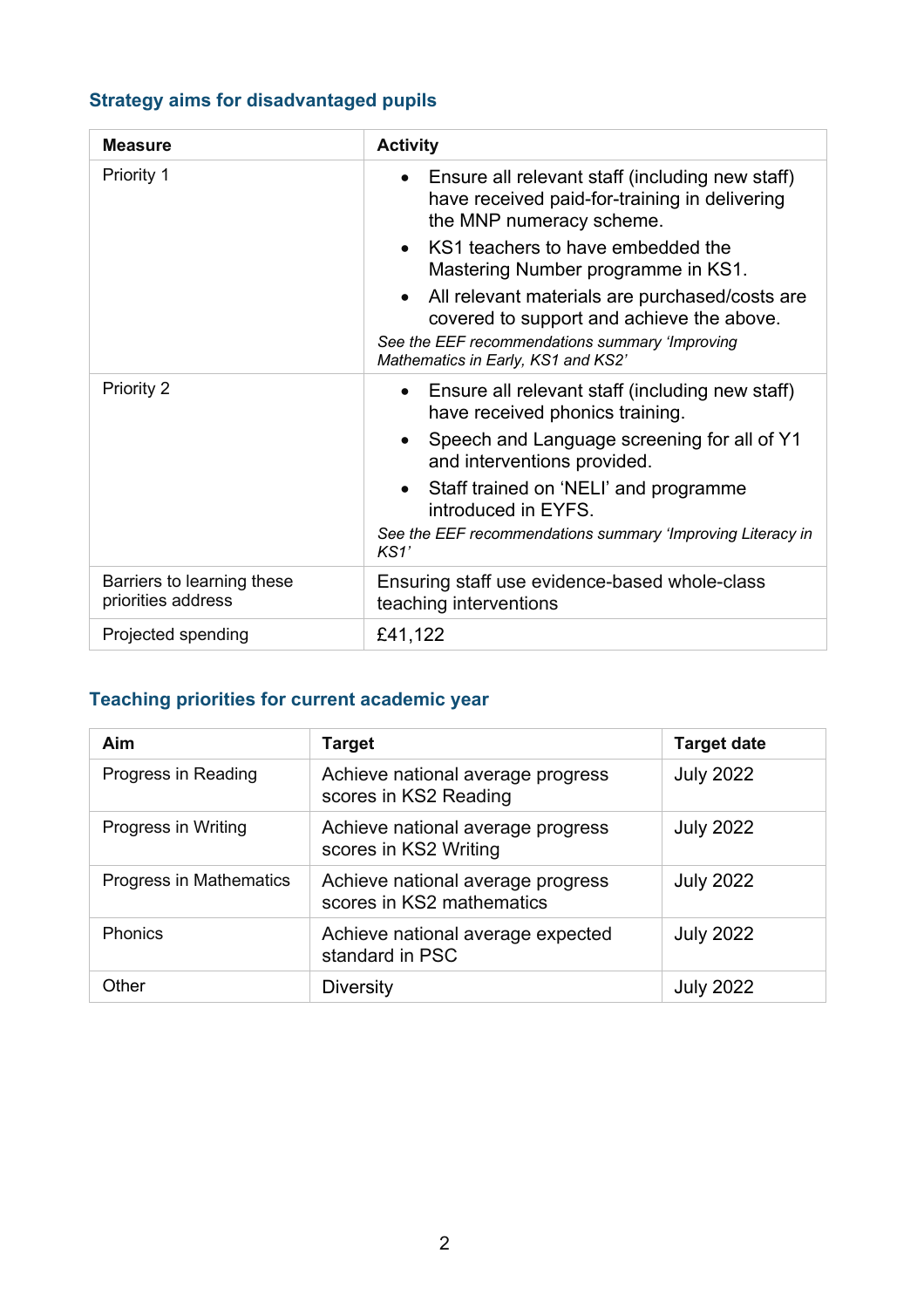### Strategy aims for disadvantaged pupils

| Measure | Activity |
|---|---|
| Priority 1 | • Ensure all relevant staff (including new staff) have received paid-for-training in delivering the MNP numeracy scheme.<br>• KS1 teachers to have embedded the Mastering Number programme in KS1.<br>• All relevant materials are purchased/costs are covered to support and achieve the above.<br>*See the EEF recommendations summary 'Improving Mathematics in Early, KS1 and KS2'* |
| Priority 2 | • Ensure all relevant staff (including new staff) have received phonics training.<br>• Speech and Language screening for all of Y1 and interventions provided.<br>• Staff trained on 'NELI' and programme introduced in EYFS.<br>*See the EEF recommendations summary 'Improving Literacy in KS1'* |
| Barriers to learning these priorities address | Ensuring staff use evidence-based whole-class teaching interventions |
| Projected spending | £41,122 |

### Teaching priorities for current academic year

| Aim | Target | Target date |
|---|---|---|
| Progress in Reading | Achieve national average progress scores in KS2 Reading | July 2022 |
| Progress in Writing | Achieve national average progress scores in KS2 Writing | July 2022 |
| Progress in Mathematics | Achieve national average progress scores in KS2 mathematics | July 2022 |
| Phonics | Achieve national average expected standard in PSC | July 2022 |
| Other | Diversity | July 2022 |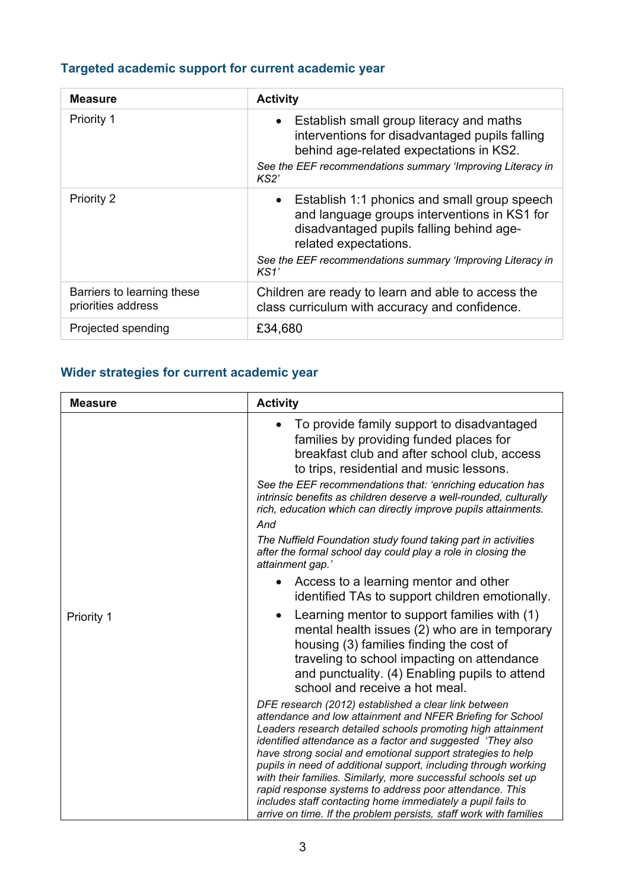## Targeted academic support for current academic year

| Measure | Activity |
| --- | --- |
| Priority 1 | • Establish small group literacy and maths interventions for disadvantaged pupils falling behind age-related expectations in KS2. *See the EEF recommendations summary 'Improving Literacy in KS2'* |
| Priority 2 | • Establish 1:1 phonics and small group speech and language groups interventions in KS1 for disadvantaged pupils falling behind age-related expectations. *See the EEF recommendations summary 'Improving Literacy in KS1'* |
| Barriers to learning these priorities address | Children are ready to learn and able to access the class curriculum with accuracy and confidence. |
| Projected spending | £34,680 |

## Wider strategies for current academic year

| Measure | Activity |
| --- | --- |
| Priority 1 | • To provide family support to disadvantaged families by providing funded places for breakfast club and after school club, access to trips, residential and music lessons. *See the EEF recommendations that: 'enriching education has intrinsic benefits as children deserve a well-rounded, culturally rich, education which can directly improve pupils attainments.* *And* *The Nuffield Foundation study found taking part in activities after the formal school day could play a role in closing the attainment gap.'* • Access to a learning mentor and other identified TAs to support children emotionally. • Learning mentor to support families with (1) mental health issues (2) who are in temporary housing (3) families finding the cost of traveling to school impacting on attendance and punctuality. (4) Enabling pupils to attend school and receive a hot meal. *DFE research (2012) established a clear link between attendance and low attainment and NFER Briefing for School Leaders research detailed schools promoting high attainment identified attendance as a factor and suggested 'They also have strong social and emotional support strategies to help pupils in need of additional support, including through working with their families. Similarly, more successful schools set up rapid response systems to address poor attendance. This includes staff contacting home immediately a pupil fails to arrive on time. If the problem persists, staff work with families* |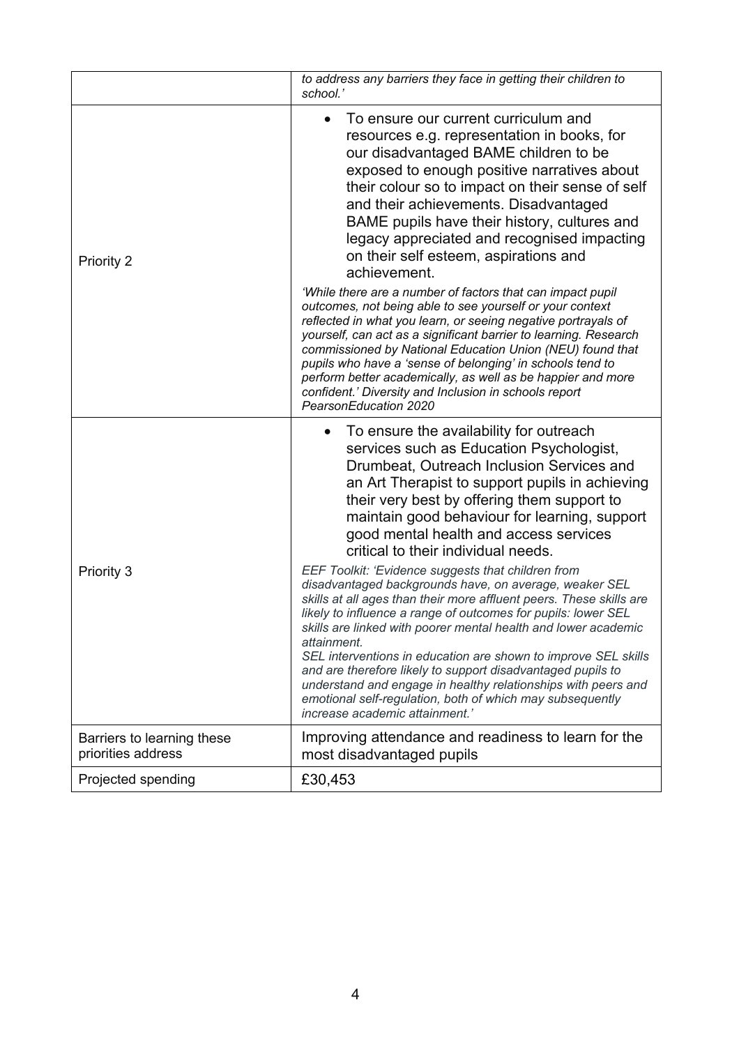|  |  |
| --- | --- |
|  | *to address any barriers they face in getting their children to school.'* |
| Priority 2 | • To ensure our current curriculum and resources e.g. representation in books, for our disadvantaged BAME children to be exposed to enough positive narratives about their colour so to impact on their sense of self and their achievements. Disadvantaged BAME pupils have their history, cultures and legacy appreciated and recognised impacting on their self esteem, aspirations and achievement.<br><br>*'While there are a number of factors that can impact pupil outcomes, not being able to see yourself or your context reflected in what you learn, or seeing negative portrayals of yourself, can act as a significant barrier to learning. Research commissioned by National Education Union (NEU) found that pupils who have a 'sense of belonging' in schools tend to perform better academically, as well as be happier and more confident.' Diversity and Inclusion in schools report PearsonEducation 2020* |
| Priority 3 | • To ensure the availability for outreach services such as Education Psychologist, Drumbeat, Outreach Inclusion Services and an Art Therapist to support pupils in achieving their very best by offering them support to maintain good behaviour for learning, support good mental health and access services critical to their individual needs.<br><br>*EEF Toolkit: 'Evidence suggests that children from disadvantaged backgrounds have, on average, weaker SEL skills at all ages than their more affluent peers. These skills are likely to influence a range of outcomes for pupils: lower SEL skills are linked with poorer mental health and lower academic attainment.*<br>*SEL interventions in education are shown to improve SEL skills and are therefore likely to support disadvantaged pupils to understand and engage in healthy relationships with peers and emotional self-regulation, both of which may subsequently increase academic attainment.'* |
| Barriers to learning these priorities address | Improving attendance and readiness to learn for the most disadvantaged pupils |
| Projected spending | £30,453 |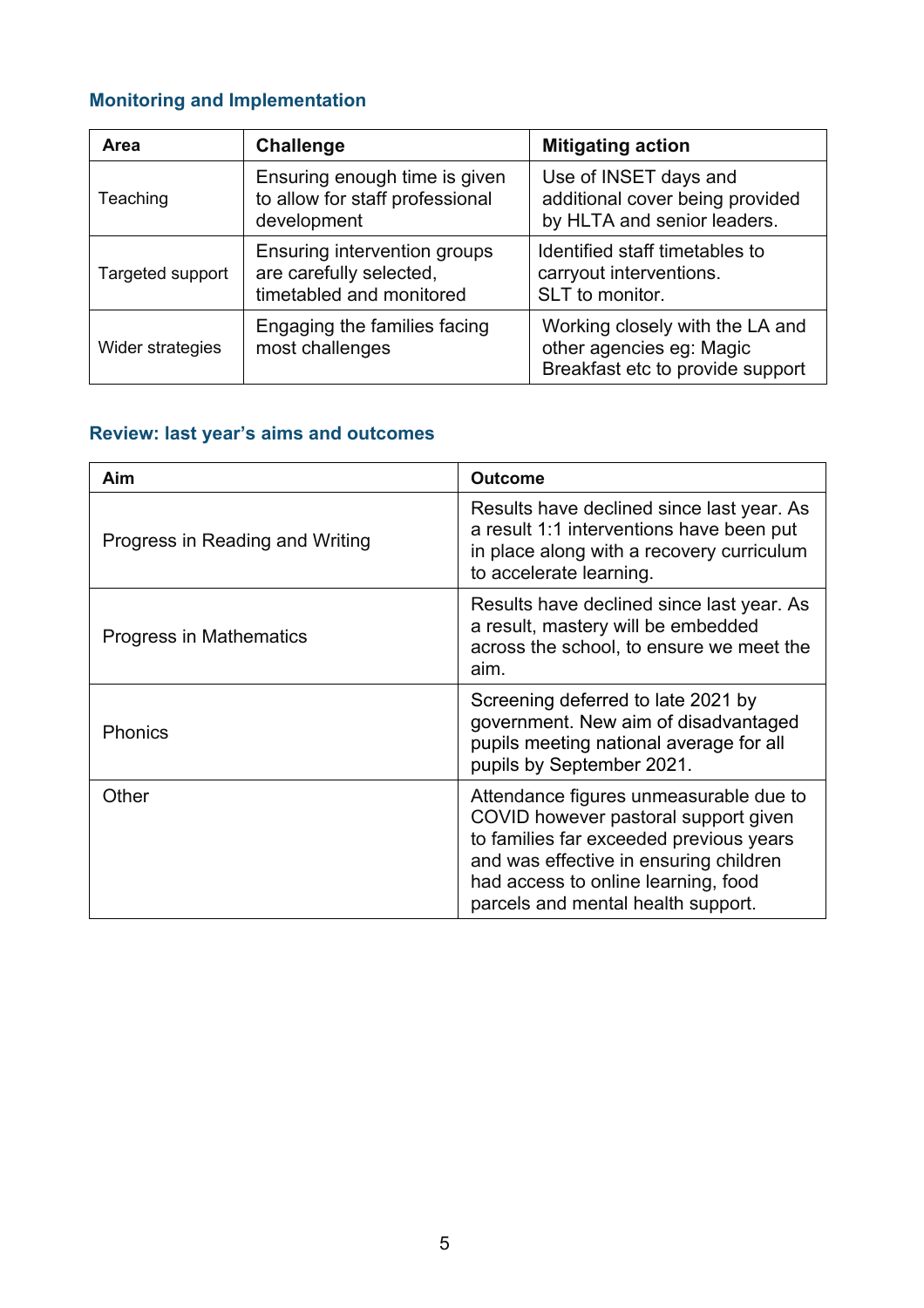### Monitoring and Implementation

| Area | Challenge | Mitigating action |
|---|---|---|
| Teaching | Ensuring enough time is given to allow for staff professional development | Use of INSET days and additional cover being provided by HLTA and senior leaders. |
| Targeted support | Ensuring intervention groups are carefully selected, timetabled and monitored | Identified staff timetables to carryout interventions. SLT to monitor. |
| Wider strategies | Engaging the families facing most challenges | Working closely with the LA and other agencies eg: Magic Breakfast etc to provide support |

### Review: last year's aims and outcomes

| Aim | Outcome |
|---|---|
| Progress in Reading and Writing | Results have declined since last year. As a result 1:1 interventions have been put in place along with a recovery curriculum to accelerate learning. |
| Progress in Mathematics | Results have declined since last year. As a result, mastery will be embedded across the school, to ensure we meet the aim. |
| Phonics | Screening deferred to late 2021 by government. New aim of disadvantaged pupils meeting national average for all pupils by September 2021. |
| Other | Attendance figures unmeasurable due to COVID however pastoral support given to families far exceeded previous years and was effective in ensuring children had access to online learning, food parcels and mental health support. |